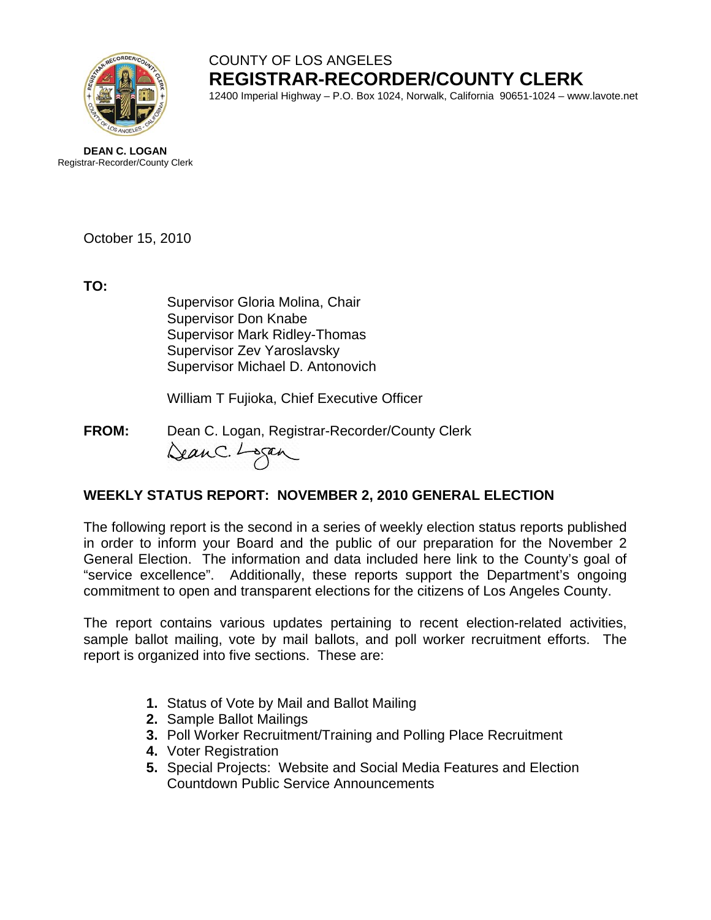COUNTY OF LOS ANGELES

**REGISTRAR-RECORDER/COUNTY CLERK**

12400 Imperial Highway – P.O. Box 1024, Norwalk, California 90651-1024 – www.lavote.net

**DEAN C. LOGAN**
Registrar-Recorder/County Clerk

October 15, 2010

**TO:**

Supervisor Gloria Molina, Chair
Supervisor Don Knabe
Supervisor Mark Ridley-Thomas
Supervisor Zev Yaroslavsky
Supervisor Michael D. Antonovich

William T Fujioka, Chief Executive Officer

**FROM:** Dean C. Logan, Registrar-Recorder/County Clerk

## WEEKLY STATUS REPORT: NOVEMBER 2, 2010 GENERAL ELECTION

The following report is the second in a series of weekly election status reports published in order to inform your Board and the public of our preparation for the November 2 General Election. The information and data included here link to the County's goal of "service excellence". Additionally, these reports support the Department's ongoing commitment to open and transparent elections for the citizens of Los Angeles County.

The report contains various updates pertaining to recent election-related activities, sample ballot mailing, vote by mail ballots, and poll worker recruitment efforts. The report is organized into five sections. These are:

1. Status of Vote by Mail and Ballot Mailing
2. Sample Ballot Mailings
3. Poll Worker Recruitment/Training and Polling Place Recruitment
4. Voter Registration
5. Special Projects: Website and Social Media Features and Election Countdown Public Service Announcements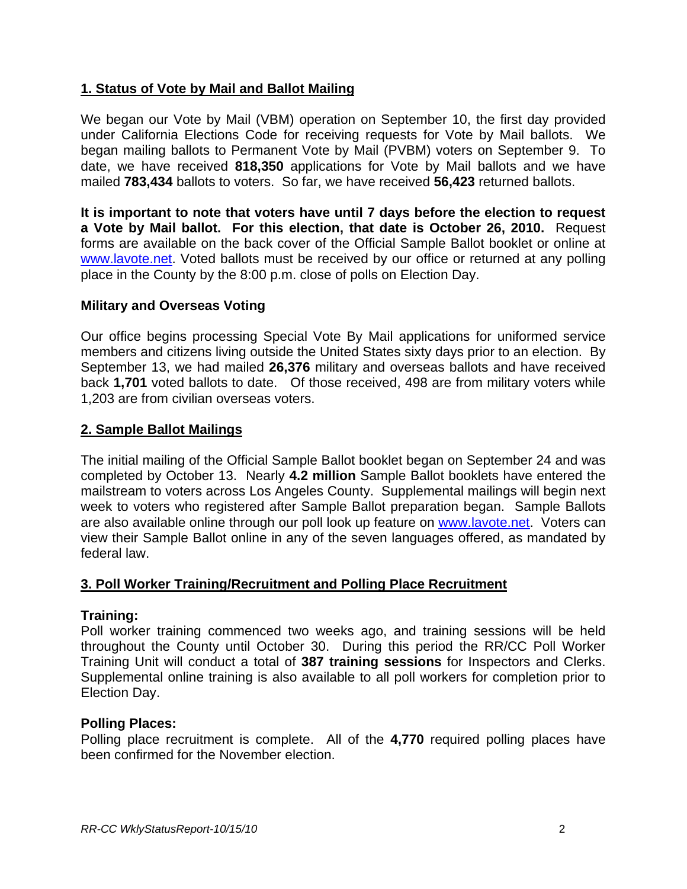## 1. Status of Vote by Mail and Ballot Mailing

We began our Vote by Mail (VBM) operation on September 10, the first day provided under California Elections Code for receiving requests for Vote by Mail ballots. We began mailing ballots to Permanent Vote by Mail (PVBM) voters on September 9. To date, we have received **818,350** applications for Vote by Mail ballots and we have mailed **783,434** ballots to voters. So far, we have received **56,423** returned ballots.

**It is important to note that voters have until 7 days before the election to request a Vote by Mail ballot. For this election, that date is October 26, 2010.** Request forms are available on the back cover of the Official Sample Ballot booklet or online at www.lavote.net. Voted ballots must be received by our office or returned at any polling place in the County by the 8:00 p.m. close of polls on Election Day.

### Military and Overseas Voting

Our office begins processing Special Vote By Mail applications for uniformed service members and citizens living outside the United States sixty days prior to an election. By September 13, we had mailed **26,376** military and overseas ballots and have received back **1,701** voted ballots to date. Of those received, 498 are from military voters while 1,203 are from civilian overseas voters.

## 2. Sample Ballot Mailings

The initial mailing of the Official Sample Ballot booklet began on September 24 and was completed by October 13. Nearly **4.2 million** Sample Ballot booklets have entered the mailstream to voters across Los Angeles County. Supplemental mailings will begin next week to voters who registered after Sample Ballot preparation began. Sample Ballots are also available online through our poll look up feature on www.lavote.net. Voters can view their Sample Ballot online in any of the seven languages offered, as mandated by federal law.

## 3. Poll Worker Training/Recruitment and Polling Place Recruitment

### Training:

Poll worker training commenced two weeks ago, and training sessions will be held throughout the County until October 30. During this period the RR/CC Poll Worker Training Unit will conduct a total of **387 training sessions** for Inspectors and Clerks. Supplemental online training is also available to all poll workers for completion prior to Election Day.

### Polling Places:

Polling place recruitment is complete. All of the **4,770** required polling places have been confirmed for the November election.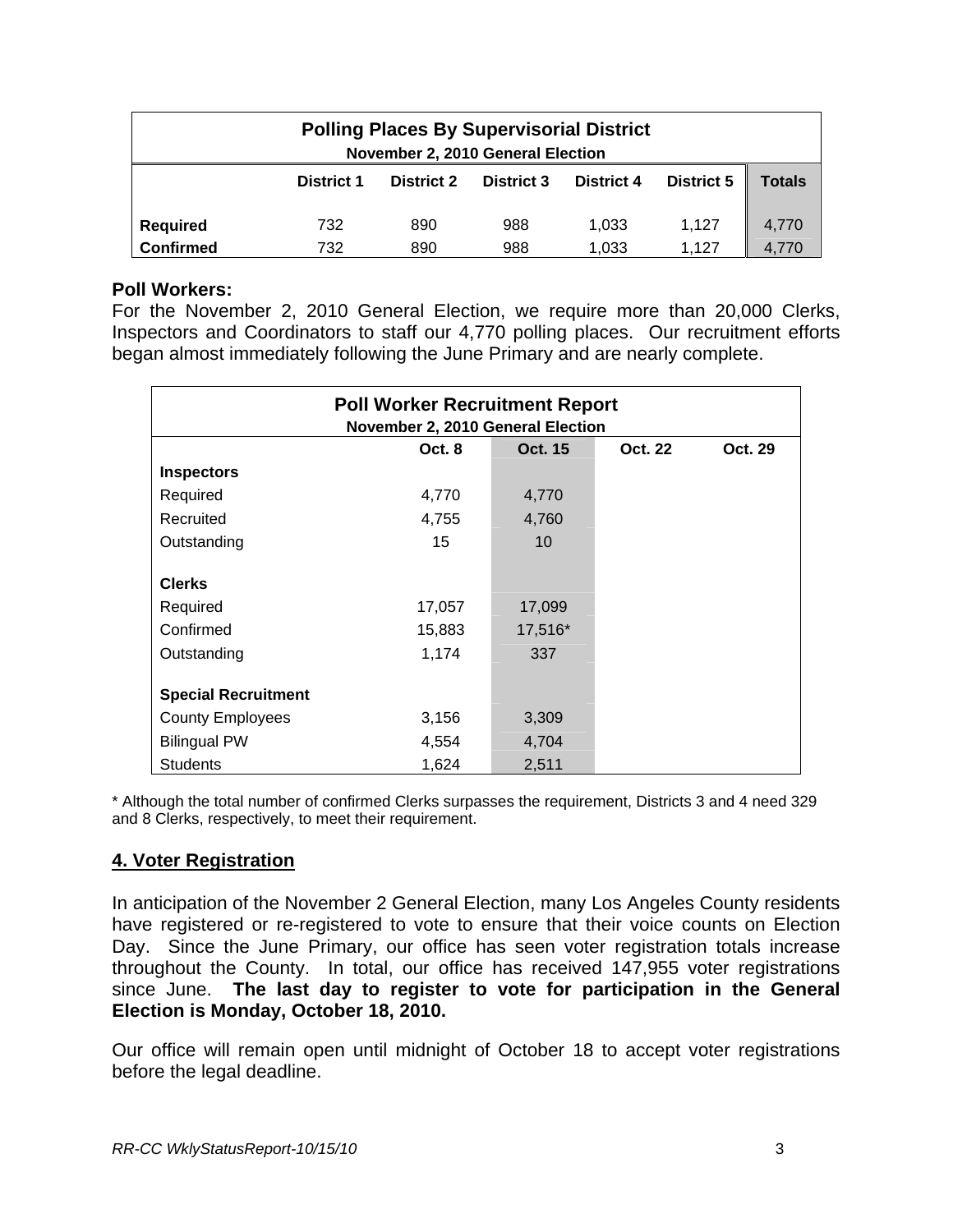| Polling Places By Supervisorial District<br>November 2, 2010 General Election | | | | | | |
|---|---|---|---|---|---|---|
| | **District 1** | **District 2** | **District 3** | **District 4** | **District 5** | **Totals** |
| **Required** | 732 | 890 | 988 | 1,033 | 1,127 | 4,770 |
| **Confirmed** | 732 | 890 | 988 | 1,033 | 1,127 | 4,770 |

**Poll Workers:**

For the November 2, 2010 General Election, we require more than 20,000 Clerks, Inspectors and Coordinators to staff our 4,770 polling places. Our recruitment efforts began almost immediately following the June Primary and are nearly complete.

| Poll Worker Recruitment Report<br>November 2, 2010 General Election | | | | |
|---|---|---|---|---|
| | **Oct. 8** | **Oct. 15** | **Oct. 22** | **Oct. 29** |
| **Inspectors** | | | | |
| Required | 4,770 | 4,770 | | |
| Recruited | 4,755 | 4,760 | | |
| Outstanding | 15 | 10 | | |
| **Clerks** | | | | |
| Required | 17,057 | 17,099 | | |
| Confirmed | 15,883 | 17,516* | | |
| Outstanding | 1,174 | 337 | | |
| **Special Recruitment** | | | | |
| County Employees | 3,156 | 3,309 | | |
| Bilingual PW | 4,554 | 4,704 | | |
| Students | 1,624 | 2,511 | | |

* Although the total number of confirmed Clerks surpasses the requirement, Districts 3 and 4 need 329 and 8 Clerks, respectively, to meet their requirement.

## 4. Voter Registration

In anticipation of the November 2 General Election, many Los Angeles County residents have registered or re-registered to vote to ensure that their voice counts on Election Day. Since the June Primary, our office has seen voter registration totals increase throughout the County. In total, our office has received 147,955 voter registrations since June. **The last day to register to vote for participation in the General Election is Monday, October 18, 2010.**

Our office will remain open until midnight of October 18 to accept voter registrations before the legal deadline.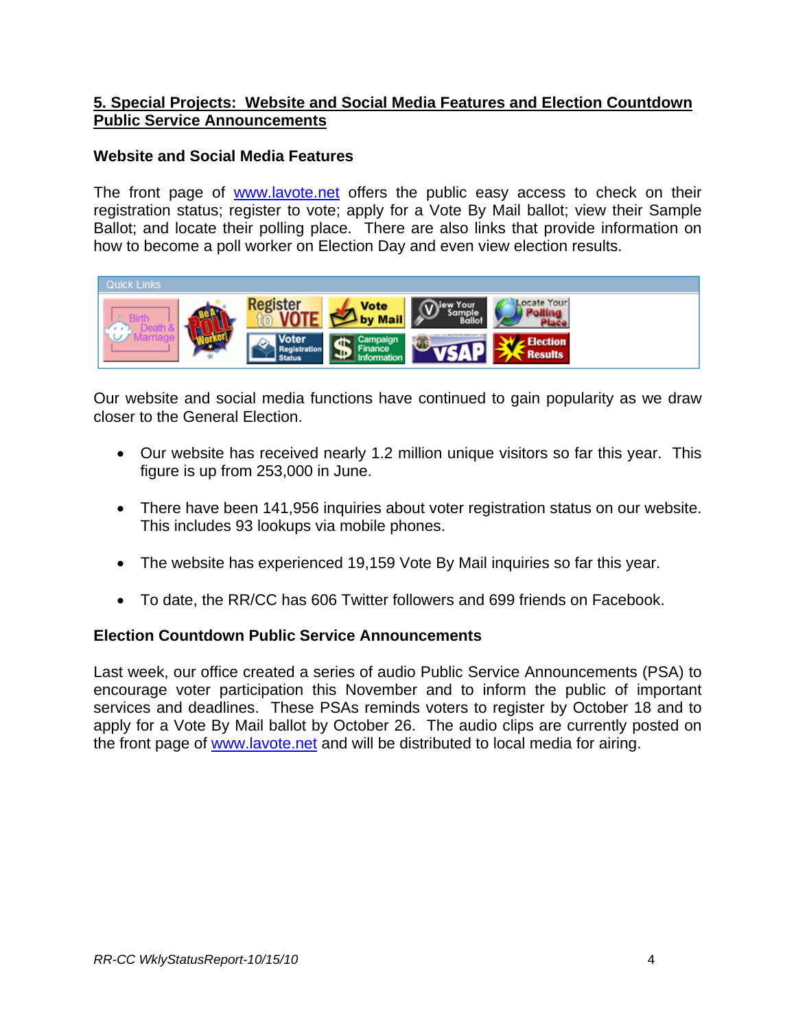## 5. Special Projects: Website and Social Media Features and Election Countdown Public Service Announcements

### Website and Social Media Features

The front page of www.lavote.net offers the public easy access to check on their registration status; register to vote; apply for a Vote By Mail ballot; view their Sample Ballot; and locate their polling place. There are also links that provide information on how to become a poll worker on Election Day and even view election results.

Quick Links

Birth Death & Marriage | Be A POLL Worker! | Register to VOTE | Vote by Mail | View Your Sample Ballot | Locate Your Polling Place | Voter Registration Status | Campaign Finance Information | VSAP | Election Results

Our website and social media functions have continued to gain popularity as we draw closer to the General Election.

- Our website has received nearly 1.2 million unique visitors so far this year. This figure is up from 253,000 in June.
- There have been 141,956 inquiries about voter registration status on our website. This includes 93 lookups via mobile phones.
- The website has experienced 19,159 Vote By Mail inquiries so far this year.
- To date, the RR/CC has 606 Twitter followers and 699 friends on Facebook.

### Election Countdown Public Service Announcements

Last week, our office created a series of audio Public Service Announcements (PSA) to encourage voter participation this November and to inform the public of important services and deadlines. These PSAs reminds voters to register by October 18 and to apply for a Vote By Mail ballot by October 26. The audio clips are currently posted on the front page of www.lavote.net and will be distributed to local media for airing.